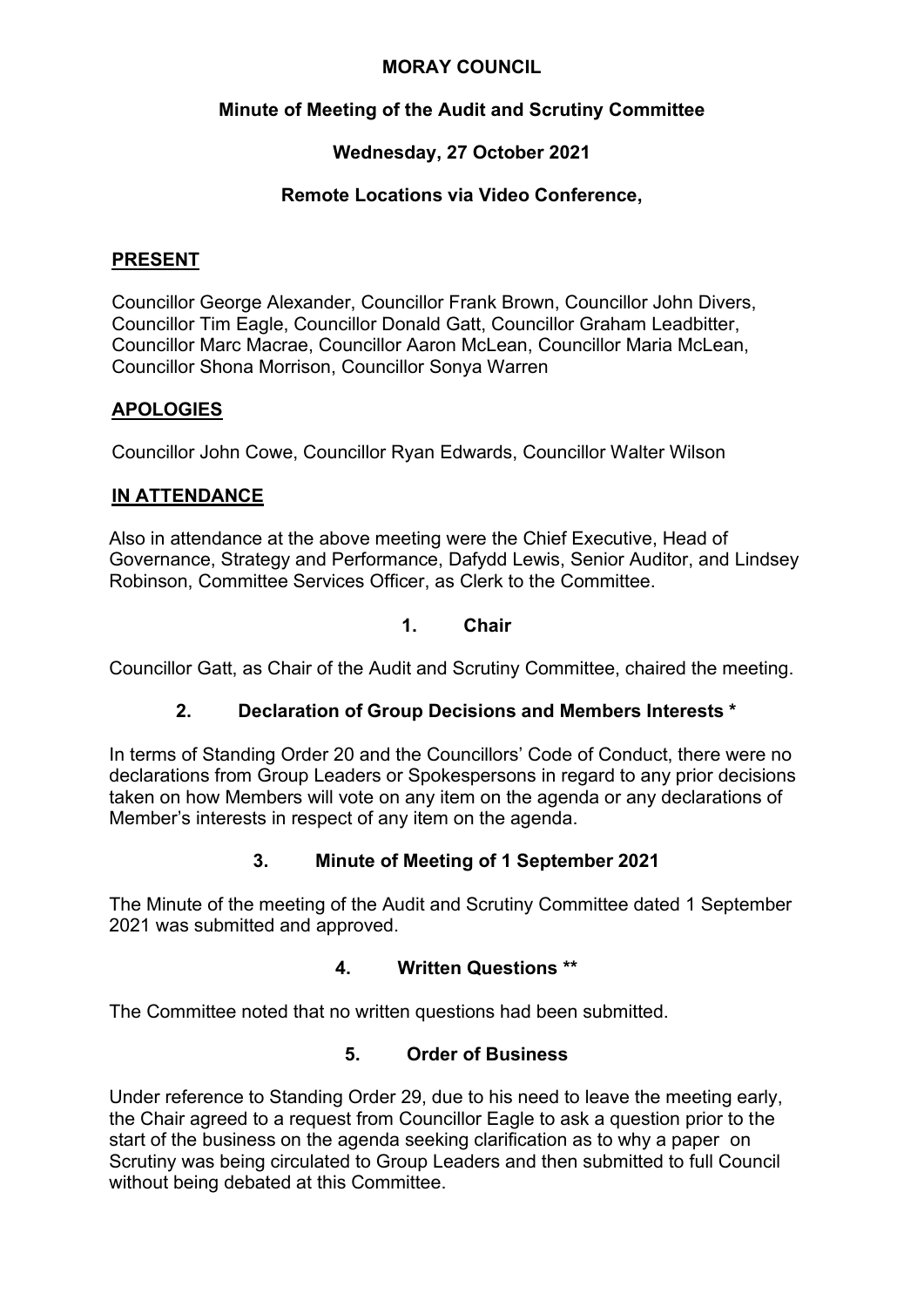**MORAY COUNCIL**

**Minute of Meeting of the Audit and Scrutiny Committee**

**Wednesday, 27 October 2021**

**Remote Locations via Video Conference,**

## PRESENT

Councillor George Alexander, Councillor Frank Brown, Councillor John Divers, Councillor Tim Eagle, Councillor Donald Gatt, Councillor Graham Leadbitter, Councillor Marc Macrae, Councillor Aaron McLean, Councillor Maria McLean, Councillor Shona Morrison, Councillor Sonya Warren

## APOLOGIES

Councillor John Cowe, Councillor Ryan Edwards, Councillor Walter Wilson

## IN ATTENDANCE

Also in attendance at the above meeting were the Chief Executive, Head of Governance, Strategy and Performance, Dafydd Lewis, Senior Auditor, and Lindsey Robinson, Committee Services Officer, as Clerk to the Committee.

### 1. Chair

Councillor Gatt, as Chair of the Audit and Scrutiny Committee, chaired the meeting.

### 2. Declaration of Group Decisions and Members Interests *

In terms of Standing Order 20 and the Councillors' Code of Conduct, there were no declarations from Group Leaders or Spokespersons in regard to any prior decisions taken on how Members will vote on any item on the agenda or any declarations of Member's interests in respect of any item on the agenda.

### 3. Minute of Meeting of 1 September 2021

The Minute of the meeting of the Audit and Scrutiny Committee dated 1 September 2021 was submitted and approved.

### 4. Written Questions **

The Committee noted that no written questions had been submitted.

### 5. Order of Business

Under reference to Standing Order 29, due to his need to leave the meeting early, the Chair agreed to a request from Councillor Eagle to ask a question prior to the start of the business on the agenda seeking clarification as to why a paper on Scrutiny was being circulated to Group Leaders and then submitted to full Council without being debated at this Committee.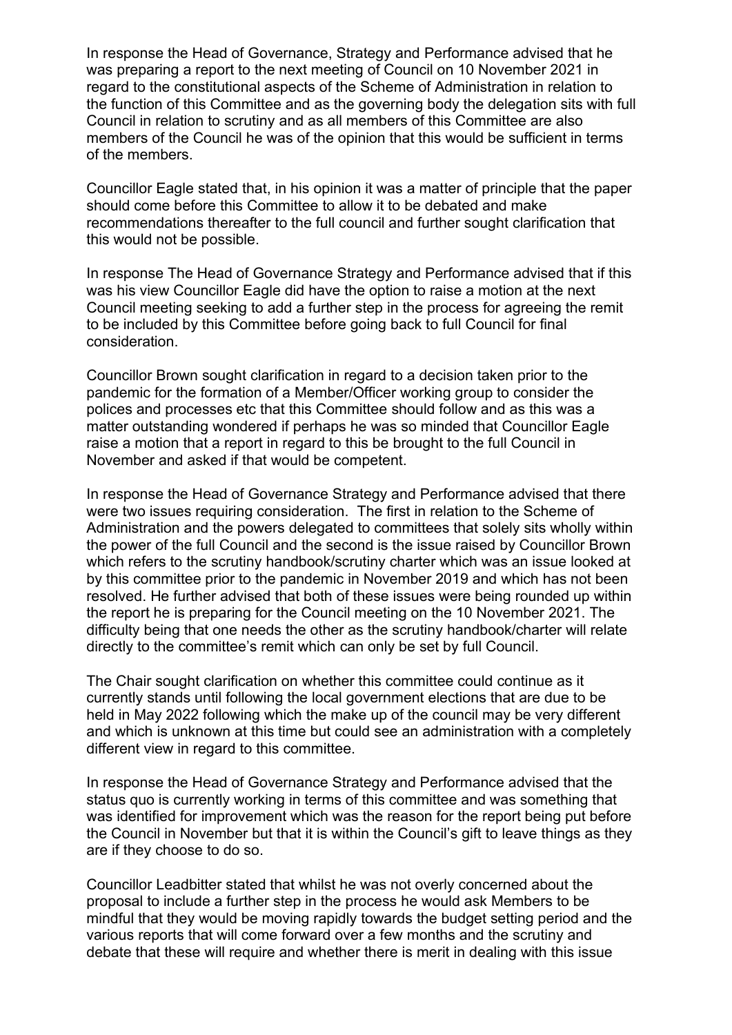In response the Head of Governance, Strategy and Performance advised that he was preparing a report to the next meeting of Council on 10 November 2021 in regard to the constitutional aspects of the Scheme of Administration in relation to the function of this Committee and as the governing body the delegation sits with full Council in relation to scrutiny and as all members of this Committee are also members of the Council he was of the opinion that this would be sufficient in terms of the members.

Councillor Eagle stated that, in his opinion it was a matter of principle that the paper should come before this Committee to allow it to be debated and make recommendations thereafter to the full council and further sought clarification that this would not be possible.

In response The Head of Governance Strategy and Performance advised that if this was his view Councillor Eagle did have the option to raise a motion at the next Council meeting seeking to add a further step in the process for agreeing the remit to be included by this Committee before going back to full Council for final consideration.

Councillor Brown sought clarification in regard to a decision taken prior to the pandemic for the formation of a Member/Officer working group to consider the polices and processes etc that this Committee should follow and as this was a matter outstanding wondered if perhaps he was so minded that Councillor Eagle raise a motion that a report in regard to this be brought to the full Council in November and asked if that would be competent.

In response the Head of Governance Strategy and Performance advised that there were two issues requiring consideration. The first in relation to the Scheme of Administration and the powers delegated to committees that solely sits wholly within the power of the full Council and the second is the issue raised by Councillor Brown which refers to the scrutiny handbook/scrutiny charter which was an issue looked at by this committee prior to the pandemic in November 2019 and which has not been resolved. He further advised that both of these issues were being rounded up within the report he is preparing for the Council meeting on the 10 November 2021. The difficulty being that one needs the other as the scrutiny handbook/charter will relate directly to the committee's remit which can only be set by full Council.

The Chair sought clarification on whether this committee could continue as it currently stands until following the local government elections that are due to be held in May 2022 following which the make up of the council may be very different and which is unknown at this time but could see an administration with a completely different view in regard to this committee.

In response the Head of Governance Strategy and Performance advised that the status quo is currently working in terms of this committee and was something that was identified for improvement which was the reason for the report being put before the Council in November but that it is within the Council's gift to leave things as they are if they choose to do so.

Councillor Leadbitter stated that whilst he was not overly concerned about the proposal to include a further step in the process he would ask Members to be mindful that they would be moving rapidly towards the budget setting period and the various reports that will come forward over a few months and the scrutiny and debate that these will require and whether there is merit in dealing with this issue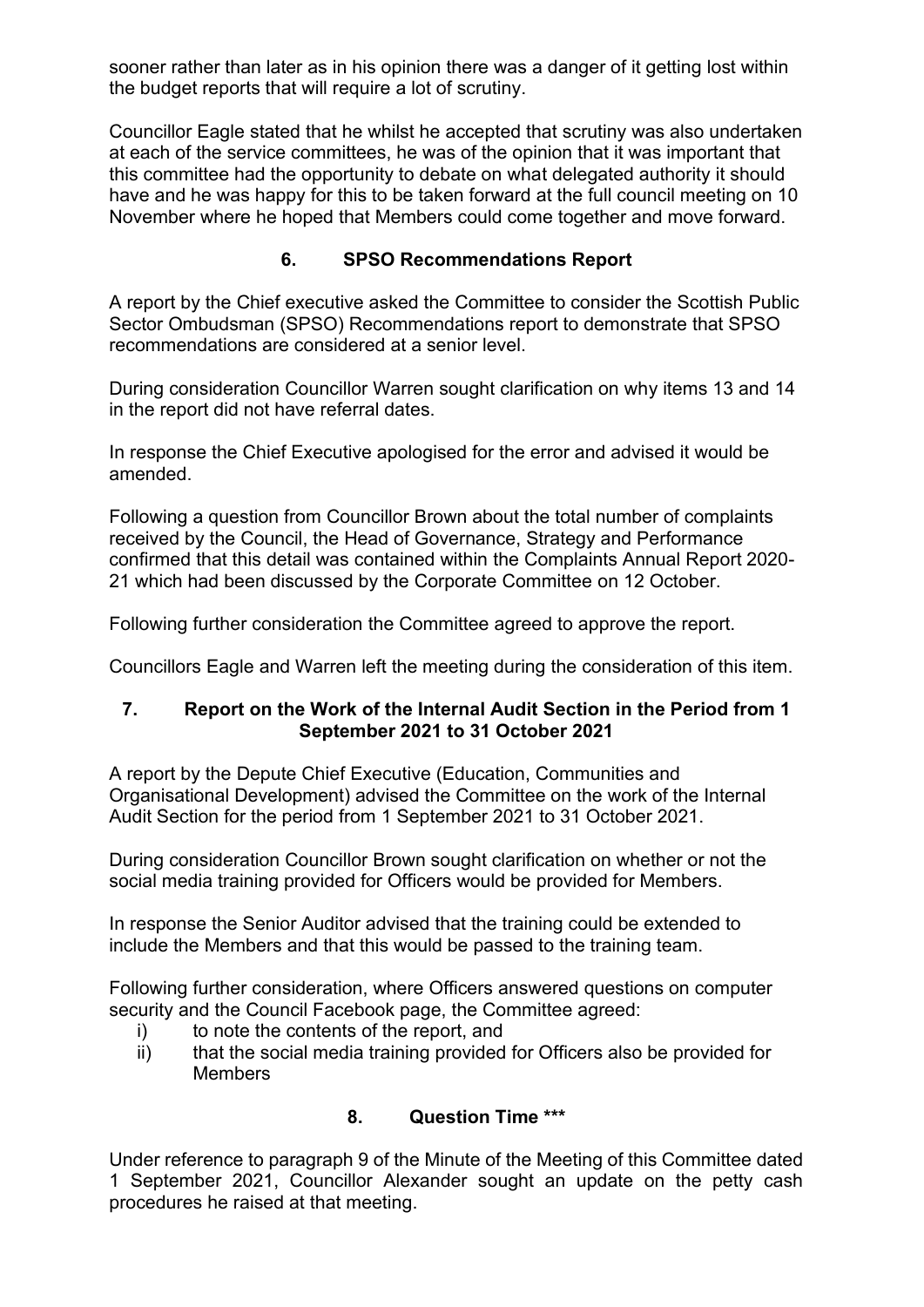sooner rather than later as in his opinion there was a danger of it getting lost within the budget reports that will require a lot of scrutiny.

Councillor Eagle stated that he whilst he accepted that scrutiny was also undertaken at each of the service committees, he was of the opinion that it was important that this committee had the opportunity to debate on what delegated authority it should have and he was happy for this to be taken forward at the full council meeting on 10 November where he hoped that Members could come together and move forward.

## 6. SPSO Recommendations Report

A report by the Chief executive asked the Committee to consider the Scottish Public Sector Ombudsman (SPSO) Recommendations report to demonstrate that SPSO recommendations are considered at a senior level.

During consideration Councillor Warren sought clarification on why items 13 and 14 in the report did not have referral dates.

In response the Chief Executive apologised for the error and advised it would be amended.

Following a question from Councillor Brown about the total number of complaints received by the Council, the Head of Governance, Strategy and Performance confirmed that this detail was contained within the Complaints Annual Report 2020-21 which had been discussed by the Corporate Committee on 12 October.

Following further consideration the Committee agreed to approve the report.

Councillors Eagle and Warren left the meeting during the consideration of this item.

## 7. Report on the Work of the Internal Audit Section in the Period from 1 September 2021 to 31 October 2021

A report by the Depute Chief Executive (Education, Communities and Organisational Development) advised the Committee on the work of the Internal Audit Section for the period from 1 September 2021 to 31 October 2021.

During consideration Councillor Brown sought clarification on whether or not the social media training provided for Officers would be provided for Members.

In response the Senior Auditor advised that the training could be extended to include the Members and that this would be passed to the training team.

Following further consideration, where Officers answered questions on computer security and the Council Facebook page, the Committee agreed:

i) to note the contents of the report, and
ii) that the social media training provided for Officers also be provided for Members

## 8. Question Time ***

Under reference to paragraph 9 of the Minute of the Meeting of this Committee dated 1 September 2021, Councillor Alexander sought an update on the petty cash procedures he raised at that meeting.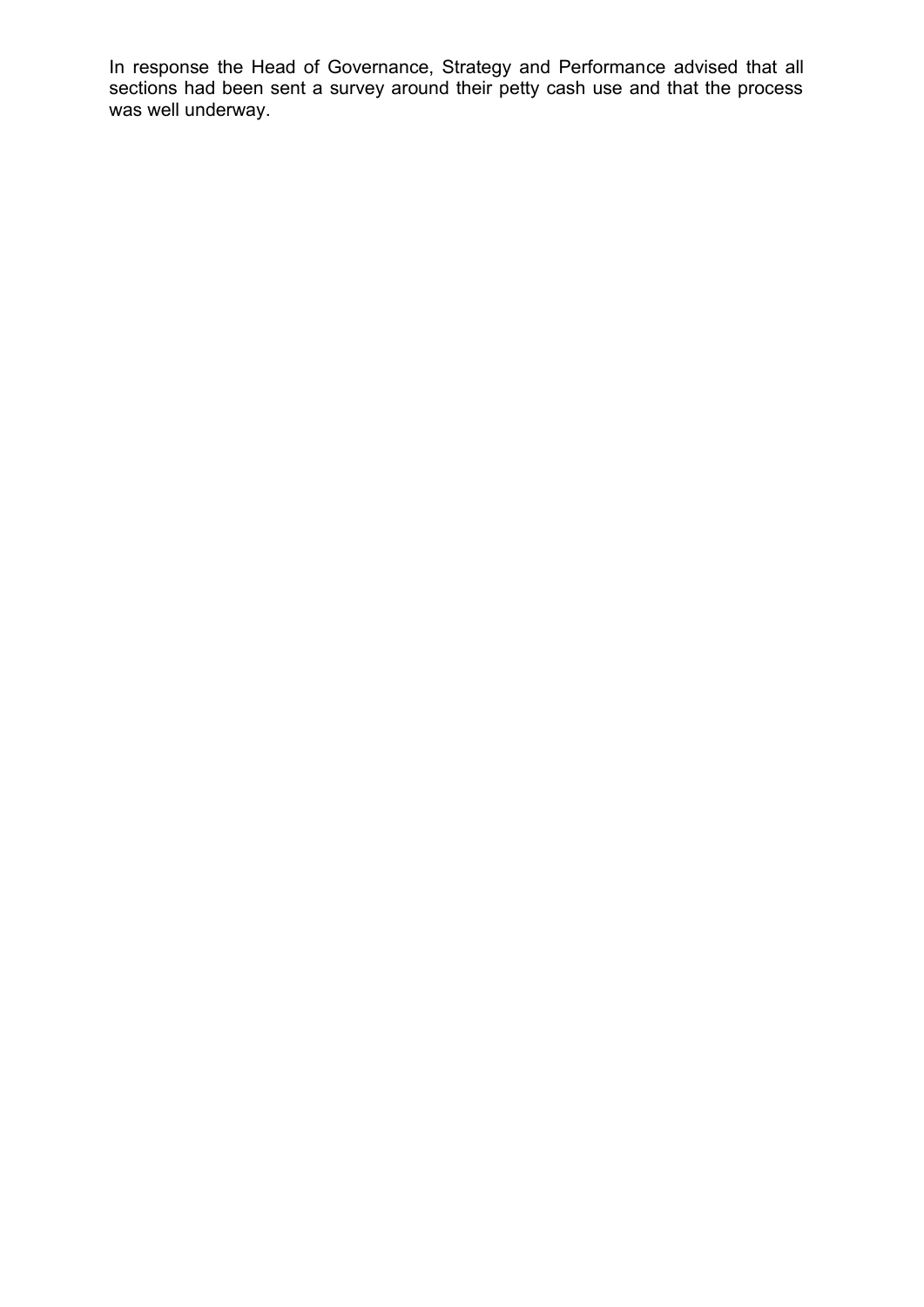In response the Head of Governance, Strategy and Performance advised that all sections had been sent a survey around their petty cash use and that the process was well underway.